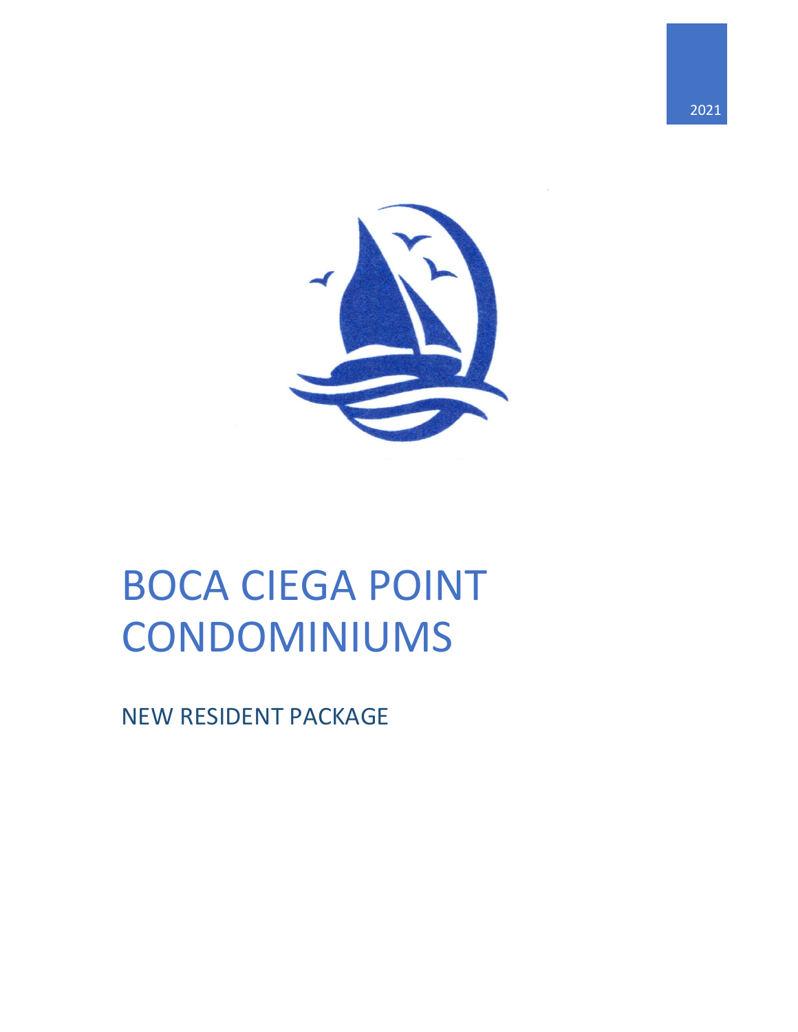2021

# BOCA CIEGA POINT CONDOMINIUMS

## NEW RESIDENT PACKAGE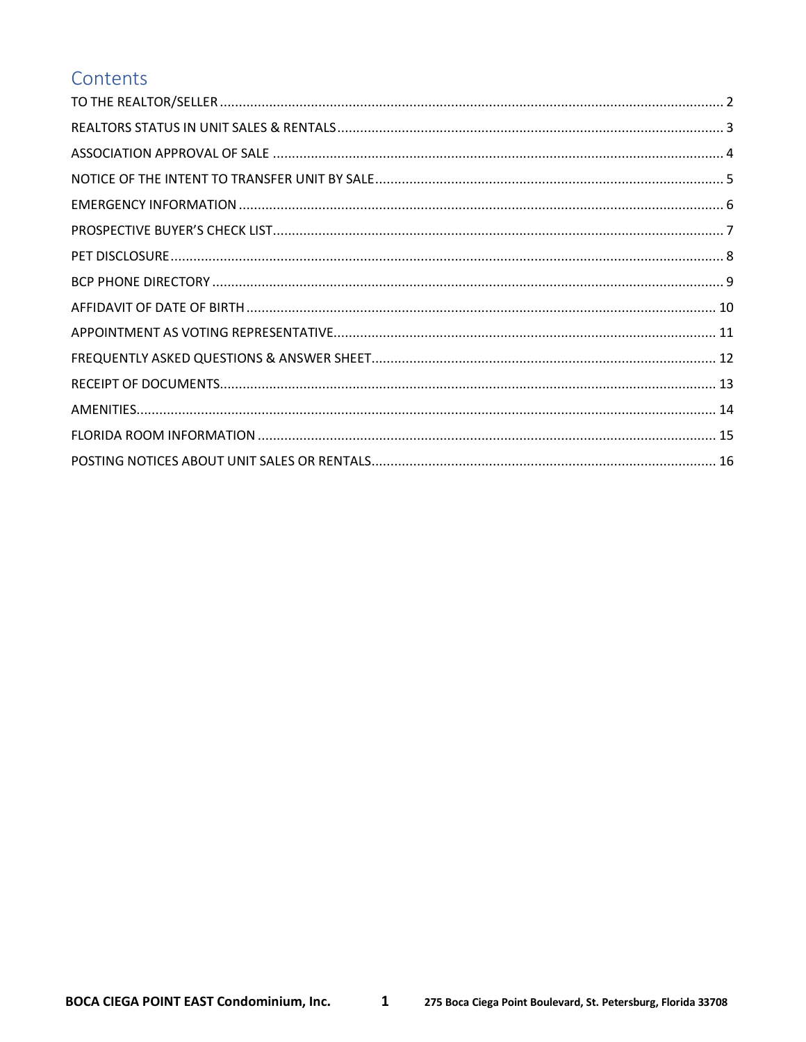# Contents

TO THE REALTOR/SELLER ............................................................................................................................ 2

REALTORS STATUS IN UNIT SALES & RENTALS ................................................................................................ 3

ASSOCIATION APPROVAL OF SALE ..................................................................................................................... 4

NOTICE OF THE INTENT TO TRANSFER UNIT BY SALE ..................................................................................... 5

EMERGENCY INFORMATION .............................................................................................................................. 6

PROSPECTIVE BUYER'S CHECK LIST ..................................................................................................................... 7

PET DISCLOSURE .................................................................................................................................................. 8

BCP PHONE DIRECTORY ....................................................................................................................................... 9

AFFIDAVIT OF DATE OF BIRTH ........................................................................................................................... 10

APPOINTMENT AS VOTING REPRESENTATIVE ................................................................................................... 11

FREQUENTLY ASKED QUESTIONS & ANSWER SHEET .......................................................................................... 12

RECEIPT OF DOCUMENTS .................................................................................................................................... 13

AMENITIES ............................................................................................................................................................ 14

FLORIDA ROOM INFORMATION ........................................................................................................................... 15

POSTING NOTICES ABOUT UNIT SALES OR RENTALS .......................................................................................... 16

BOCA CIEGA POINT EAST Condominium, Inc. 275 Boca Ciega Point Boulevard, St. Petersburg, Florida 33708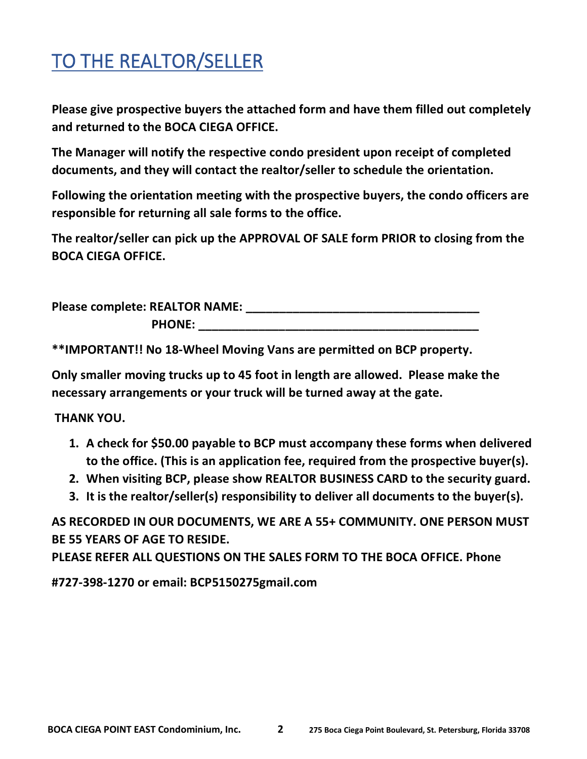# TO THE REALTOR/SELLER

**Please give prospective buyers the attached form and have them filled out completely and returned to the BOCA CIEGA OFFICE.**

**The Manager will notify the respective condo president upon receipt of completed documents, and they will contact the realtor/seller to schedule the orientation.**

**Following the orientation meeting with the prospective buyers, the condo officers are responsible for returning all sale forms to the office.**

**The realtor/seller can pick up the APPROVAL OF SALE form PRIOR to closing from the BOCA CIEGA OFFICE.**

**Please complete: REALTOR NAME: ___________________________________**

**PHONE: _________________________________________**

**\*\*IMPORTANT!! No 18-Wheel Moving Vans are permitted on BCP property.**

**Only smaller moving trucks up to 45 foot in length are allowed. Please make the necessary arrangements or your truck will be turned away at the gate.**

**THANK YOU.**

1. **A check for $50.00 payable to BCP must accompany these forms when delivered to the office. (This is an application fee, required from the prospective buyer(s).**
2. **When visiting BCP, please show REALTOR BUSINESS CARD to the security guard.**
3. **It is the realtor/seller(s) responsibility to deliver all documents to the buyer(s).**

**AS RECORDED IN OUR DOCUMENTS, WE ARE A 55+ COMMUNITY. ONE PERSON MUST BE 55 YEARS OF AGE TO RESIDE.**
**PLEASE REFER ALL QUESTIONS ON THE SALES FORM TO THE BOCA OFFICE. Phone**

**#727-398-1270 or email: BCP5150275gmail.com**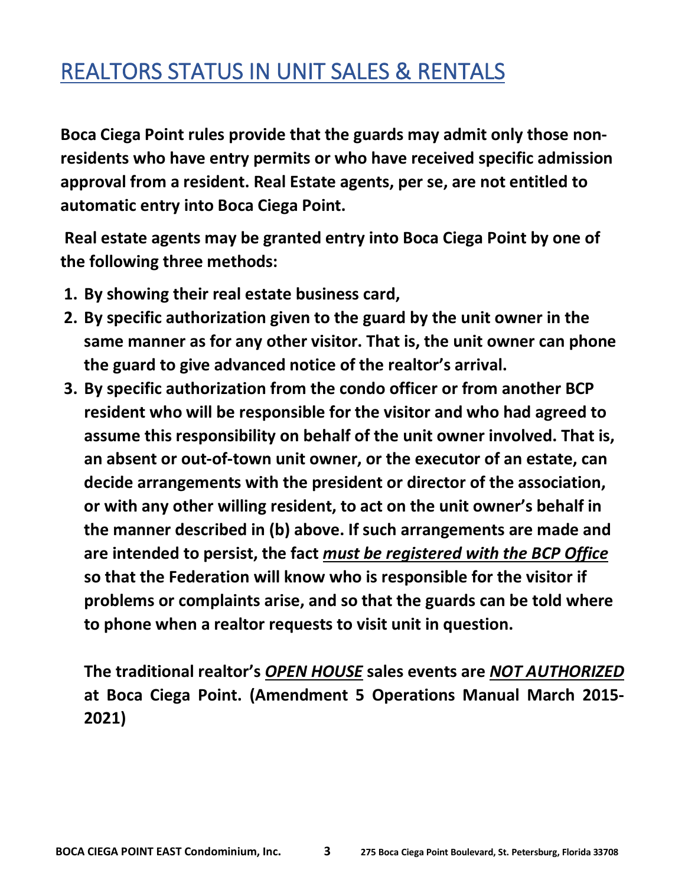# REALTORS STATUS IN UNIT SALES & RENTALS

**Boca Ciega Point rules provide that the guards may admit only those non-residents who have entry permits or who have received specific admission approval from a resident. Real Estate agents, per se, are not entitled to automatic entry into Boca Ciega Point.**

**Real estate agents may be granted entry into Boca Ciega Point by one of the following three methods:**

1. **By showing their real estate business card,**
2. **By specific authorization given to the guard by the unit owner in the same manner as for any other visitor. That is, the unit owner can phone the guard to give advanced notice of the realtor's arrival.**
3. **By specific authorization from the condo officer or from another BCP resident who will be responsible for the visitor and who had agreed to assume this responsibility on behalf of the unit owner involved. That is, an absent or out-of-town unit owner, or the executor of an estate, can decide arrangements with the president or director of the association, or with any other willing resident, to act on the unit owner's behalf in the manner described in (b) above. If such arrangements are made and are intended to persist, the fact *must be registered with the BCP Office* so that the Federation will know who is responsible for the visitor if problems or complaints arise, and so that the guards can be told where to phone when a realtor requests to visit unit in question.**

**The traditional realtor's *OPEN HOUSE* sales events are *NOT AUTHORIZED* at Boca Ciega Point. (Amendment 5 Operations Manual March 2015-2021)**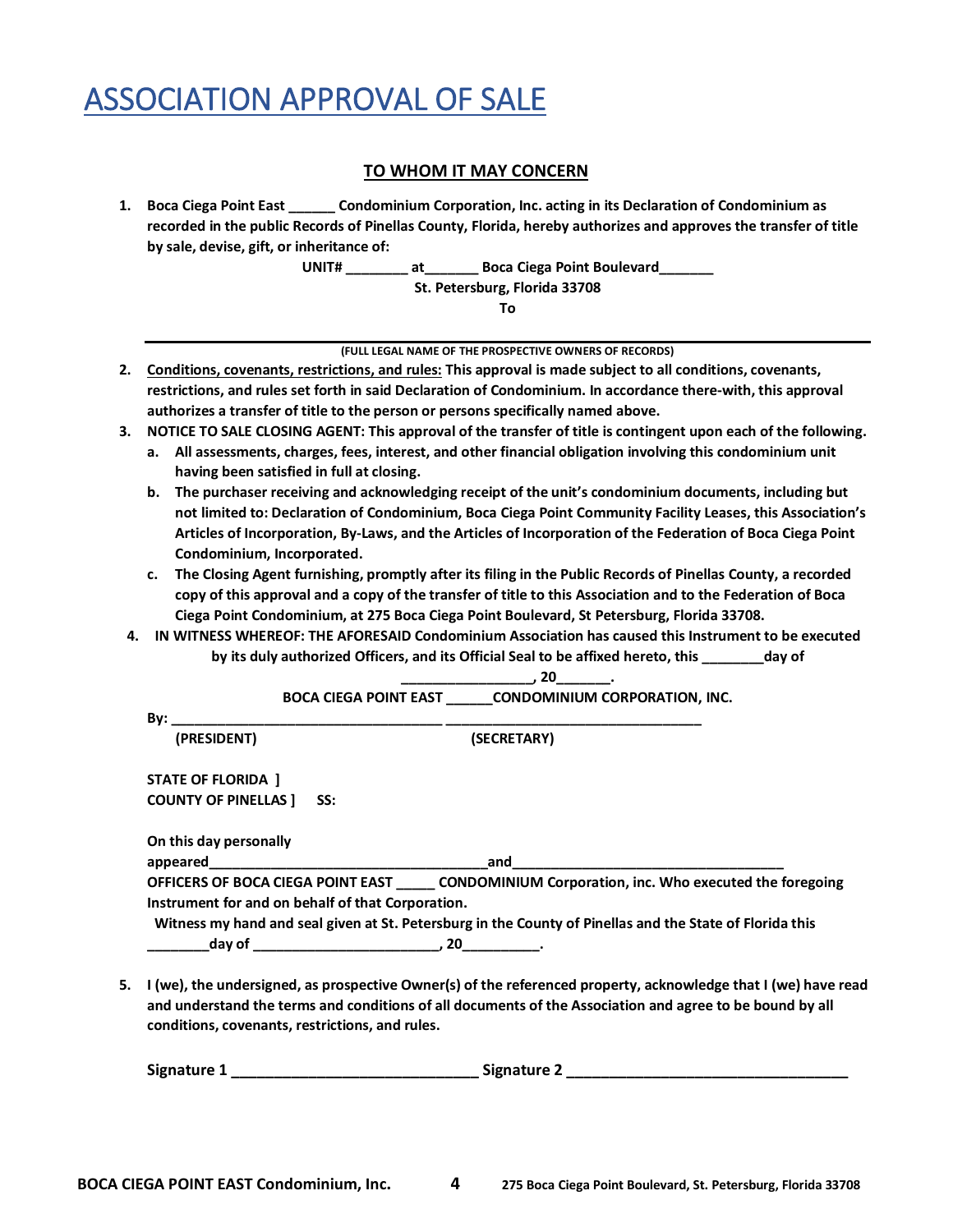# ASSOCIATION APPROVAL OF SALE

**TO WHOM IT MAY CONCERN**

1. **Boca Ciega Point East ______ Condominium Corporation, Inc. acting in its Declaration of Condominium as recorded in the public Records of Pinellas County, Florida, hereby authorizes and approves the transfer of title by sale, devise, gift, or inheritance of:**

   **UNIT# ________ at_______ Boca Ciega Point Boulevard_______**
   **St. Petersburg, Florida 33708**
   **To**

   ______________________________________________________________

   **(FULL LEGAL NAME OF THE PROSPECTIVE OWNERS OF RECORDS)**

2. **Conditions, covenants, restrictions, and rules: This approval is made subject to all conditions, covenants, restrictions, and rules set forth in said Declaration of Condominium. In accordance there-with, this approval authorizes a transfer of title to the person or persons specifically named above.**
3. **NOTICE TO SALE CLOSING AGENT: This approval of the transfer of title is contingent upon each of the following.**
   a. **All assessments, charges, fees, interest, and other financial obligation involving this condominium unit having been satisfied in full at closing.**
   b. **The purchaser receiving and acknowledging receipt of the unit's condominium documents, including but not limited to: Declaration of Condominium, Boca Ciega Point Community Facility Leases, this Association's Articles of Incorporation, By-Laws, and the Articles of Incorporation of the Federation of Boca Ciega Point Condominium, Incorporated.**
   c. **The Closing Agent furnishing, promptly after its filing in the Public Records of Pinellas County, a recorded copy of this approval and a copy of the transfer of title to this Association and to the Federation of Boca Ciega Point Condominium, at 275 Boca Ciega Point Boulevard, St Petersburg, Florida 33708.**
4. **IN WITNESS WHEREOF: THE AFORESAID Condominium Association has caused this Instrument to be executed by its duly authorized Officers, and its Official Seal to be affixed hereto, this ________day of ________________, 20_______.**

   **BOCA CIEGA POINT EAST ______CONDOMINIUM CORPORATION, INC.**

   **By: __________________________________ __________________________________**
   **(PRESIDENT) (SECRETARY)**

   **STATE OF FLORIDA ]**
   **COUNTY OF PINELLAS ] SS:**

   **On this day personally appeared___________________________________and___________________________________**
   **OFFICERS OF BOCA CIEGA POINT EAST _____ CONDOMINIUM Corporation, inc. Who executed the foregoing Instrument for and on behalf of that Corporation.**
   **Witness my hand and seal given at St. Petersburg in the County of Pinellas and the State of Florida this ________day of ________________________, 20__________.**

5. **I (we), the undersigned, as prospective Owner(s) of the referenced property, acknowledge that I (we) have read and understand the terms and conditions of all documents of the Association and agree to be bound by all conditions, covenants, restrictions, and rules.**

   **Signature 1 ______________________________ Signature 2 __________________________________**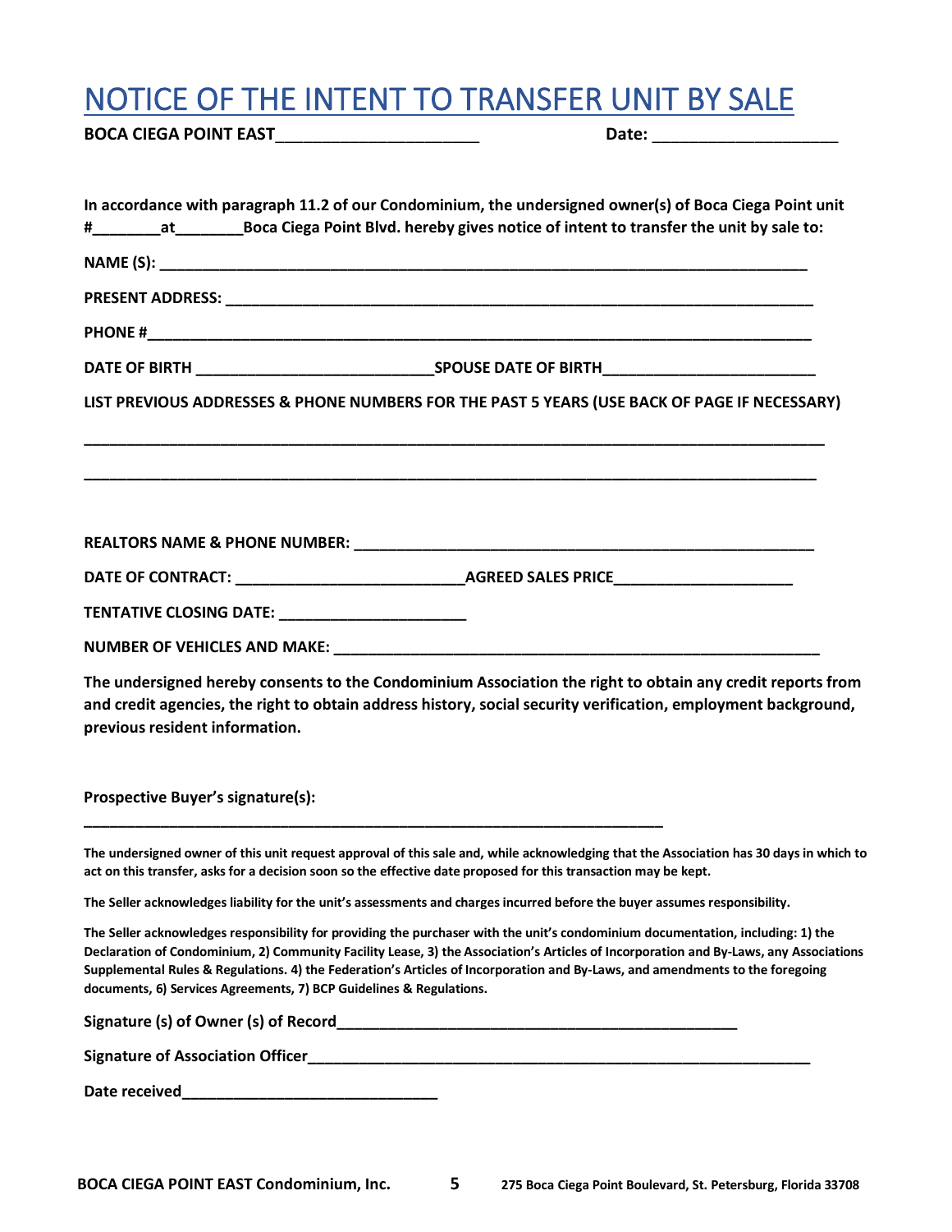# NOTICE OF THE INTENT TO TRANSFER UNIT BY SALE

**BOCA CIEGA POINT EAST**______________________ **Date:** ____________________

**In accordance with paragraph 11.2 of our Condominium, the undersigned owner(s) of Boca Ciega Point unit #________at________Boca Ciega Point Blvd. hereby gives notice of intent to transfer the unit by sale to:**

**NAME (S):** ____________________________________________________________________________

**PRESENT ADDRESS:** ______________________________________________________________________

**PHONE #**________________________________________________________________________________

**DATE OF BIRTH** ___________________________**SPOUSE DATE OF BIRTH**_________________________

**LIST PREVIOUS ADDRESSES & PHONE NUMBERS FOR THE PAST 5 YEARS (USE BACK OF PAGE IF NECESSARY)**

____________________________________________________________________________________________

____________________________________________________________________________________________

**REALTORS NAME & PHONE NUMBER:** _____________________________________________________

**DATE OF CONTRACT:** __________________________**AGREED SALES PRICE**_____________________

**TENTATIVE CLOSING DATE:** _____________________

**NUMBER OF VEHICLES AND MAKE:** ________________________________________________________

**The undersigned hereby consents to the Condominium Association the right to obtain any credit reports from and credit agencies, the right to obtain address history, social security verification, employment background, previous resident information.**

**Prospective Buyer's signature(s):**

______________________________________________________________________

**The undersigned owner of this unit request approval of this sale and, while acknowledging that the Association has 30 days in which to act on this transfer, asks for a decision soon so the effective date proposed for this transaction may be kept.**

**The Seller acknowledges liability for the unit's assessments and charges incurred before the buyer assumes responsibility.**

**The Seller acknowledges responsibility for providing the purchaser with the unit's condominium documentation, including: 1) the Declaration of Condominium, 2) Community Facility Lease, 3) the Association's Articles of Incorporation and By-Laws, any Associations Supplemental Rules & Regulations. 4) the Federation's Articles of Incorporation and By-Laws, and amendments to the foregoing documents, 6) Services Agreements, 7) BCP Guidelines & Regulations.**

**Signature (s) of Owner (s) of Record**_______________________________________________

**Signature of Association Officer**__________________________________________________________

**Date received**_____________________________

**BOCA CIEGA POINT EAST Condominium, Inc.** **275 Boca Ciega Point Boulevard, St. Petersburg, Florida 33708**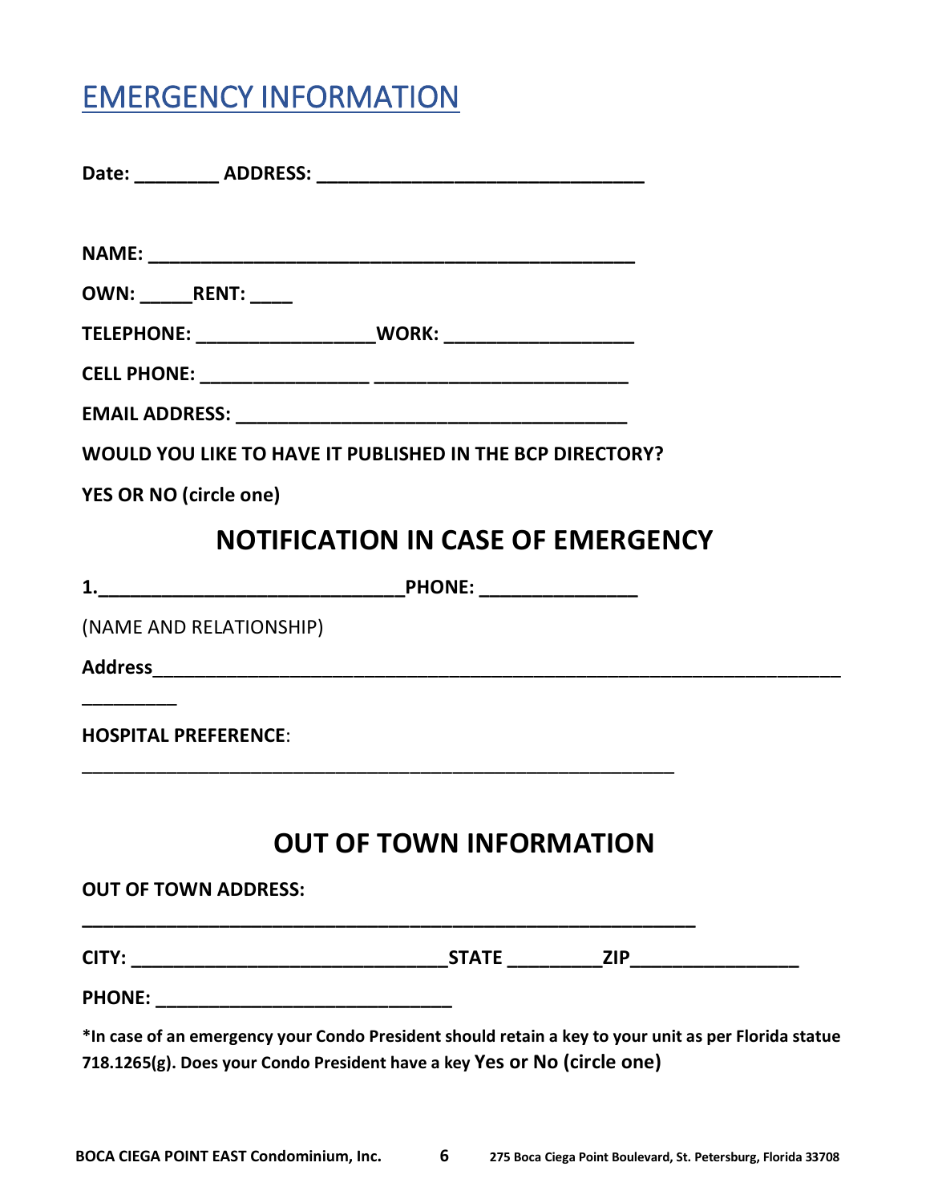# EMERGENCY INFORMATION

**Date: ________ ADDRESS: ______________________________**

**NAME: ____________________________________________**

**OWN: _____RENT: ____**

**TELEPHONE: ________________WORK: _________________**

**CELL PHONE: ________________ _______________________**

**EMAIL ADDRESS: ___________________________________**

**WOULD YOU LIKE TO HAVE IT PUBLISHED IN THE BCP DIRECTORY?**

**YES OR NO (circle one)**

## NOTIFICATION IN CASE OF EMERGENCY

**1.____________________________PHONE: _______________**

(NAME AND RELATIONSHIP)

**Address**______________________________________________________________
__________

**HOSPITAL PREFERENCE**:

_______________________________________________________________

## OUT OF TOWN INFORMATION

**OUT OF TOWN ADDRESS:**

**_______________________________________________________**

**CITY: ____________________________STATE _________ZIP________________**

**PHONE: ___________________________**

**\*In case of an emergency your Condo President should retain a key to your unit as per Florida statue 718.1265(g). Does your Condo President have a key Yes or No (circle one)**

**BOCA CIEGA POINT EAST Condominium, Inc.** **275 Boca Ciega Point Boulevard, St. Petersburg, Florida 33708**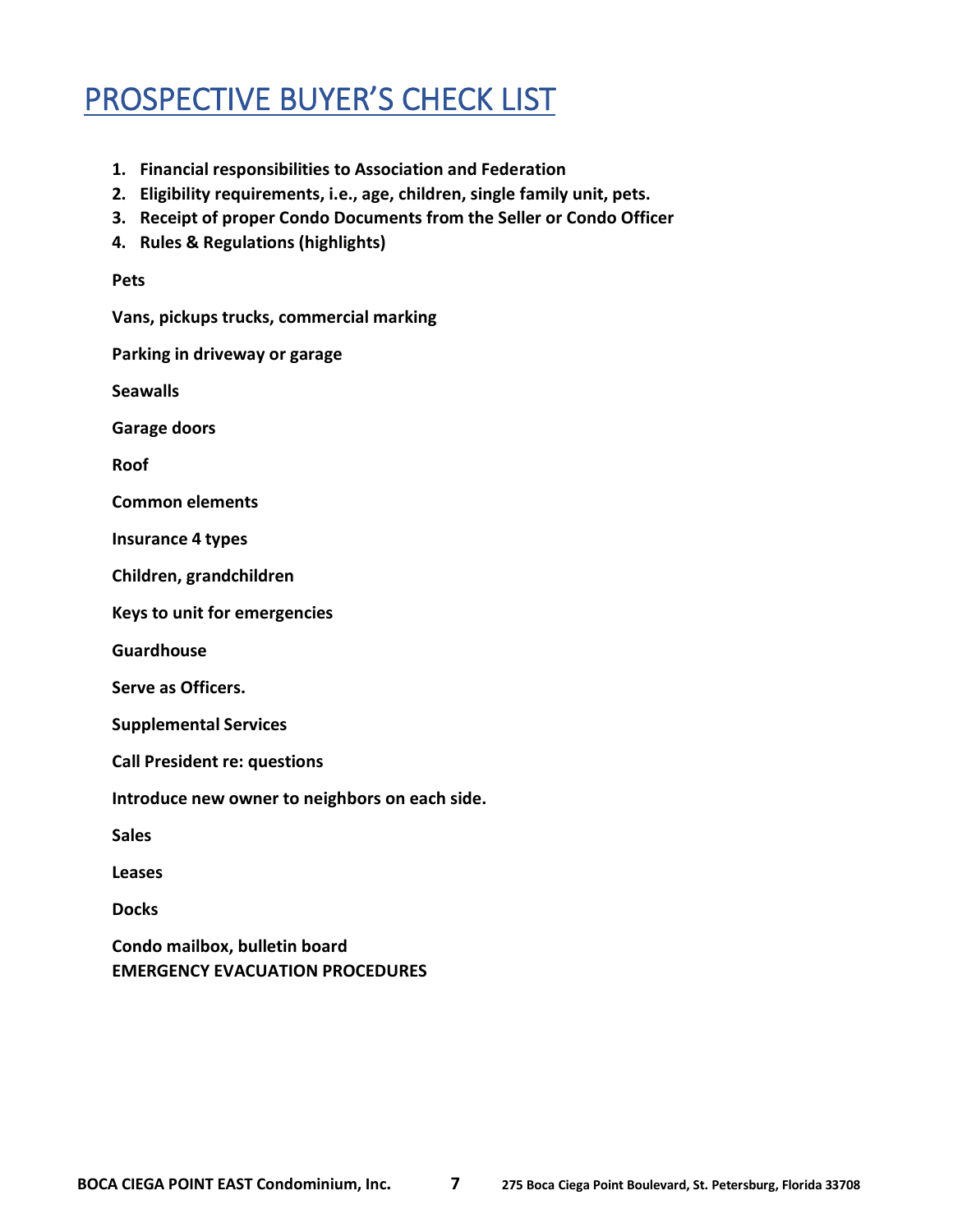# PROSPECTIVE BUYER'S CHECK LIST

1. **Financial responsibilities to Association and Federation**
2. **Eligibility requirements, i.e., age, children, single family unit, pets.**
3. **Receipt of proper Condo Documents from the Seller or Condo Officer**
4. **Rules & Regulations (highlights)**

**Pets**

**Vans, pickups trucks, commercial marking**

**Parking in driveway or garage**

**Seawalls**

**Garage doors**

**Roof**

**Common elements**

**Insurance 4 types**

**Children, grandchildren**

**Keys to unit for emergencies**

**Guardhouse**

**Serve as Officers.**

**Supplemental Services**

**Call President re: questions**

**Introduce new owner to neighbors on each side.**

**Sales**

**Leases**

**Docks**

**Condo mailbox, bulletin board**
**EMERGENCY EVACUATION PROCEDURES**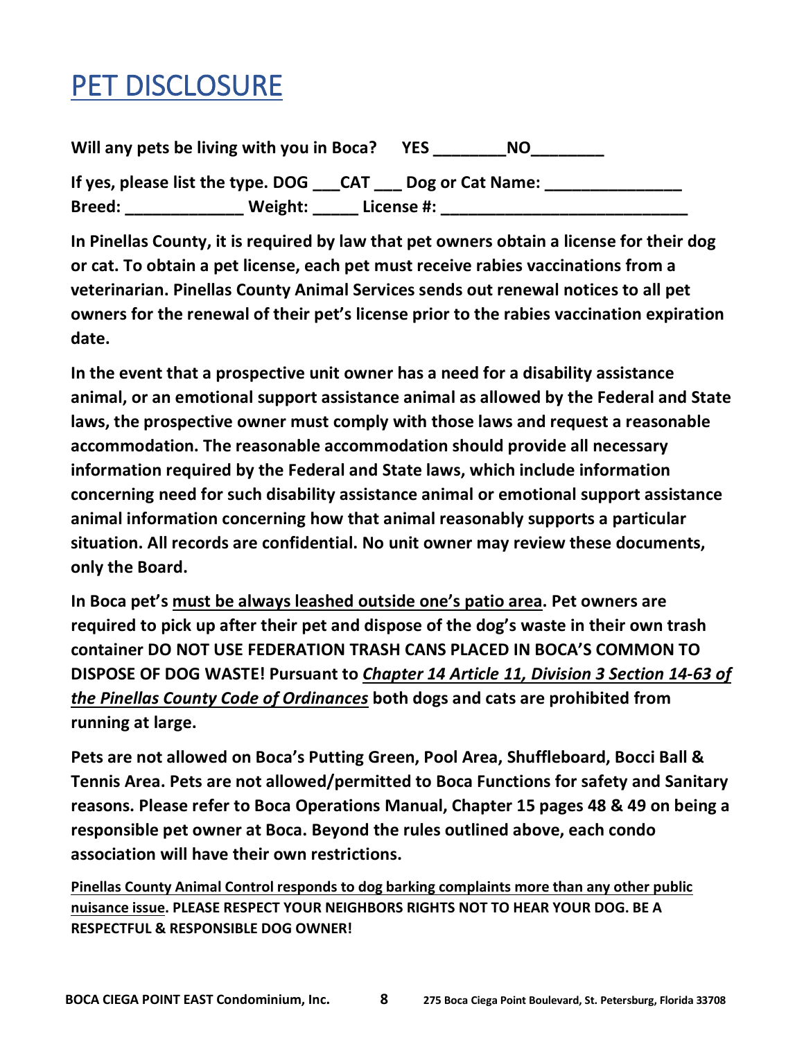# PET DISCLOSURE

**Will any pets be living with you in Boca? YES ________NO________**

**If yes, please list the type. DOG ___CAT ___ Dog or Cat Name: _______________**
**Breed: _____________ Weight: _____ License #: ___________________________**

**In Pinellas County, it is required by law that pet owners obtain a license for their dog or cat. To obtain a pet license, each pet must receive rabies vaccinations from a veterinarian. Pinellas County Animal Services sends out renewal notices to all pet owners for the renewal of their pet's license prior to the rabies vaccination expiration date.**

**In the event that a prospective unit owner has a need for a disability assistance animal, or an emotional support assistance animal as allowed by the Federal and State laws, the prospective owner must comply with those laws and request a reasonable accommodation. The reasonable accommodation should provide all necessary information required by the Federal and State laws, which include information concerning need for such disability assistance animal or emotional support assistance animal information concerning how that animal reasonably supports a particular situation. All records are confidential. No unit owner may review these documents, only the Board.**

**In Boca pet's <u>must be always leashed outside one's patio area</u>. Pet owners are required to pick up after their pet and dispose of the dog's waste in their own trash container DO NOT USE FEDERATION TRASH CANS PLACED IN BOCA'S COMMON TO DISPOSE OF DOG WASTE! Pursuant to <u>*Chapter 14 Article 11, Division 3 Section 14-63 of the Pinellas County Code of Ordinances*</u> both dogs and cats are prohibited from running at large.**

**Pets are not allowed on Boca's Putting Green, Pool Area, Shuffleboard, Bocci Ball & Tennis Area. Pets are not allowed/permitted to Boca Functions for safety and Sanitary reasons. Please refer to Boca Operations Manual, Chapter 15 pages 48 & 49 on being a responsible pet owner at Boca. Beyond the rules outlined above, each condo association will have their own restrictions.**

**<u>Pinellas County Animal Control responds to dog barking complaints more than any other public nuisance issue</u>. PLEASE RESPECT YOUR NEIGHBORS RIGHTS NOT TO HEAR YOUR DOG. BE A RESPECTFUL & RESPONSIBLE DOG OWNER!**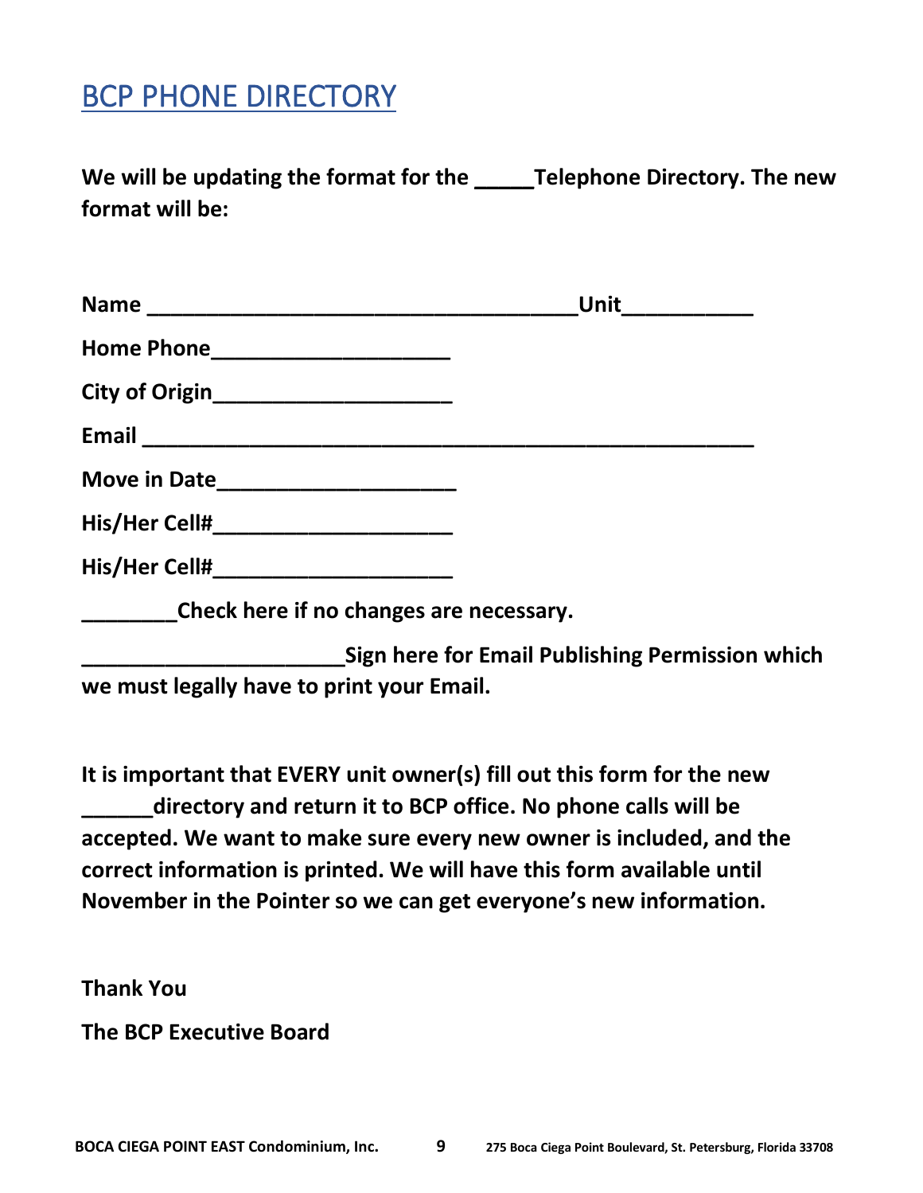# BCP PHONE DIRECTORY

**We will be updating the format for the _____Telephone Directory. The new format will be:**

**Name ____________________________________Unit___________**

**Home Phone____________________**

**City of Origin____________________**

**Email ___________________________________________________**

**Move in Date____________________**

**His/Her Cell#____________________**

**His/Her Cell#____________________**

**________Check here if no changes are necessary.**

**______________________Sign here for Email Publishing Permission which we must legally have to print your Email.**

**It is important that EVERY unit owner(s) fill out this form for the new ______directory and return it to BCP office. No phone calls will be accepted. We want to make sure every new owner is included, and the correct information is printed. We will have this form available until November in the Pointer so we can get everyone's new information.**

**Thank You**

**The BCP Executive Board**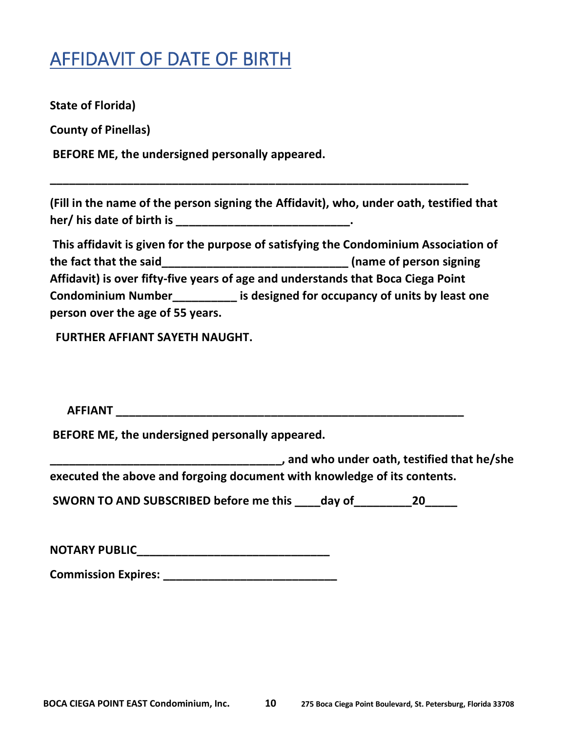# AFFIDAVIT OF DATE OF BIRTH

**State of Florida)**

**County of Pinellas)**

**BEFORE ME, the undersigned personally appeared.**

**_______________________________________________________________**

**(Fill in the name of the person signing the Affidavit), who, under oath, testified that her/ his date of birth is ___________________________.**

**This affidavit is given for the purpose of satisfying the Condominium Association of the fact that the said_____________________________ (name of person signing Affidavit) is over fifty-five years of age and understands that Boca Ciega Point Condominium Number__________ is designed for occupancy of units by least one person over the age of 55 years.**

**FURTHER AFFIANT SAYETH NAUGHT.**

**AFFIANT _______________________________________________________**

**BEFORE ME, the undersigned personally appeared.**

**____________________________________, and who under oath, testified that he/she executed the above and forgoing document with knowledge of its contents.**

**SWORN TO AND SUBSCRIBED before me this ____day of_________20_____**

**NOTARY PUBLIC______________________________**

**Commission Expires: ___________________________**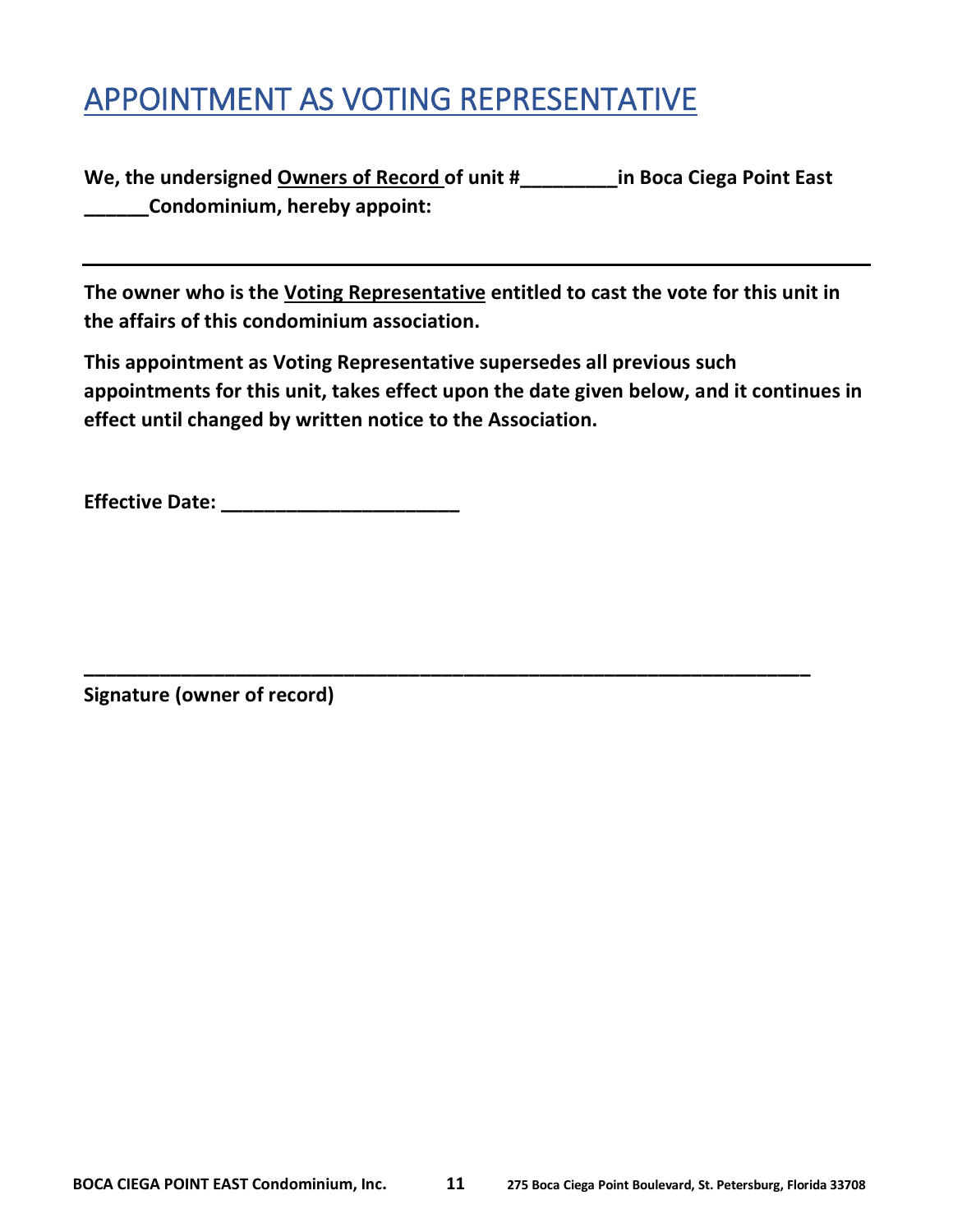# APPOINTMENT AS VOTING REPRESENTATIVE

**We, the undersigned Owners of Record of unit #_________in Boca Ciega Point East ______Condominium, hereby appoint:**

---

**The owner who is the Voting Representative entitled to cast the vote for this unit in the affairs of this condominium association.**

**This appointment as Voting Representative supersedes all previous such appointments for this unit, takes effect upon the date given below, and it continues in effect until changed by written notice to the Association.**

**Effective Date: ______________________**

**______________________________________________________________________**

**Signature (owner of record)**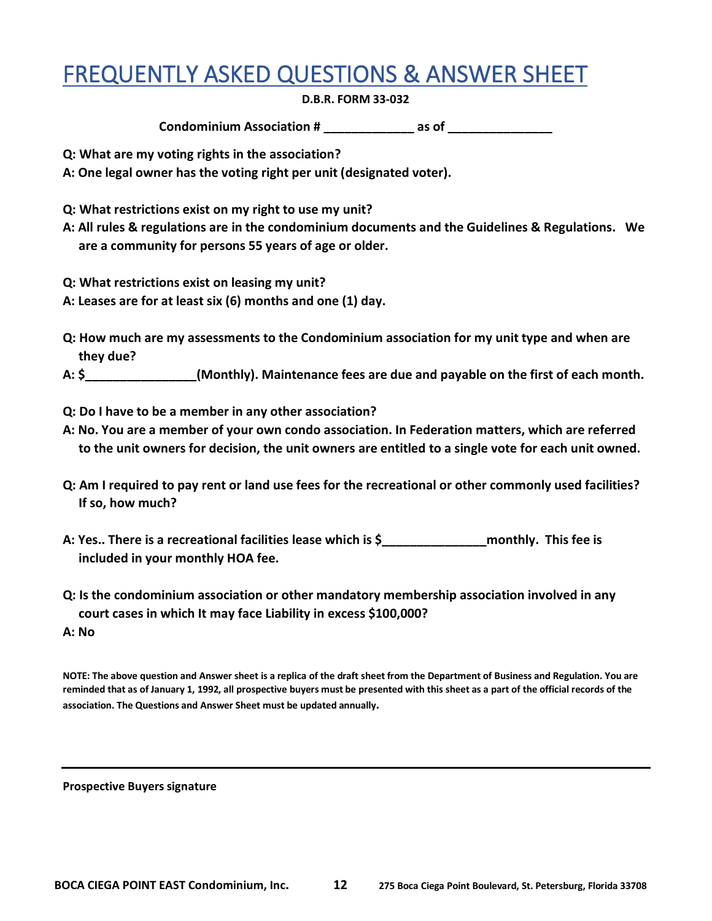# FREQUENTLY ASKED QUESTIONS & ANSWER SHEET

**D.B.R. FORM 33-032**

**Condominium Association # _____________ as of _______________**

**Q: What are my voting rights in the association?**

**A: One legal owner has the voting right per unit (designated voter).**

**Q: What restrictions exist on my right to use my unit?**

**A: All rules & regulations are in the condominium documents and the Guidelines & Regulations. We are a community for persons 55 years of age or older.**

**Q: What restrictions exist on leasing my unit?**

**A: Leases are for at least six (6) months and one (1) day.**

**Q: How much are my assessments to the Condominium association for my unit type and when are they due?**

**A: $________________(Monthly). Maintenance fees are due and payable on the first of each month.**

**Q: Do I have to be a member in any other association?**

**A: No. You are a member of your own condo association. In Federation matters, which are referred to the unit owners for decision, the unit owners are entitled to a single vote for each unit owned.**

**Q: Am I required to pay rent or land use fees for the recreational or other commonly used facilities? If so, how much?**

**A: Yes.. There is a recreational facilities lease which is $_______________monthly. This fee is included in your monthly HOA fee.**

**Q: Is the condominium association or other mandatory membership association involved in any court cases in which It may face Liability in excess $100,000?**

**A: No**

**NOTE: The above question and Answer sheet is a replica of the draft sheet from the Department of Business and Regulation. You are reminded that as of January 1, 1992, all prospective buyers must be presented with this sheet as a part of the official records of the association. The Questions and Answer Sheet must be updated annually.**

---

**Prospective Buyers signature**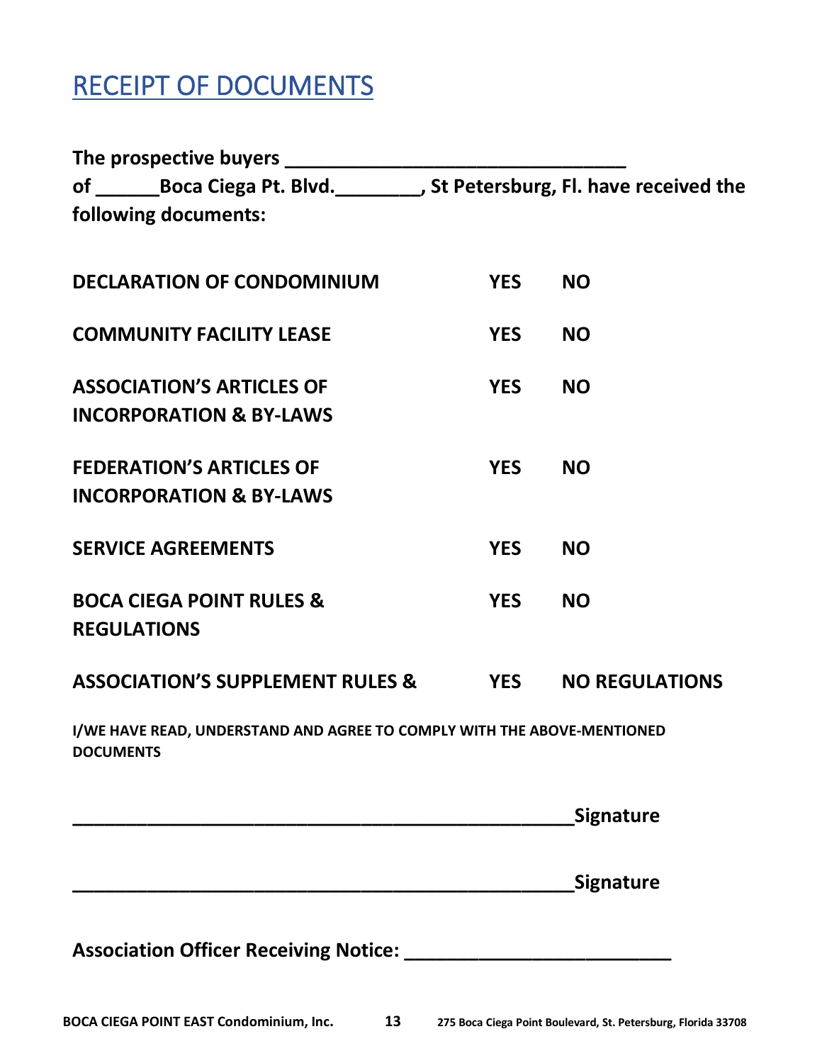# RECEIPT OF DOCUMENTS

**The prospective buyers ________________________________**
**of ______Boca Ciega Pt. Blvd.________, St Petersburg, Fl. have received the following documents:**

| | | |
|---|---|---|
| **DECLARATION OF CONDOMINIUM** | **YES** | **NO** |
| **COMMUNITY FACILITY LEASE** | **YES** | **NO** |
| **ASSOCIATION'S ARTICLES OF INCORPORATION & BY-LAWS** | **YES** | **NO** |
| **FEDERATION'S ARTICLES OF INCORPORATION & BY-LAWS** | **YES** | **NO** |
| **SERVICE AGREEMENTS** | **YES** | **NO** |
| **BOCA CIEGA POINT RULES & REGULATIONS** | **YES** | **NO** |
| **ASSOCIATION'S SUPPLEMENT RULES & REGULATIONS** | **YES** | **NO** |

**I/WE HAVE READ, UNDERSTAND AND AGREE TO COMPLY WITH THE ABOVE-MENTIONED DOCUMENTS**

_______________________________________________**Signature**

_______________________________________________**Signature**

**Association Officer Receiving Notice: ________________________**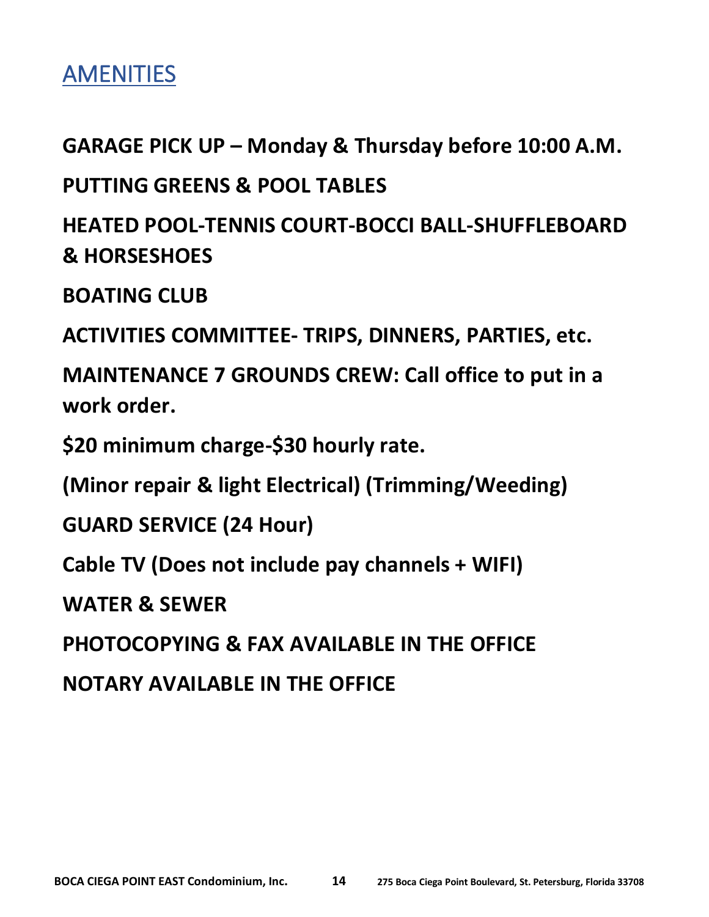## AMENITIES

**GARAGE PICK UP – Monday & Thursday before 10:00 A.M.**

**PUTTING GREENS & POOL TABLES**

**HEATED POOL-TENNIS COURT-BOCCI BALL-SHUFFLEBOARD & HORSESHOES**

**BOATING CLUB**

**ACTIVITIES COMMITTEE- TRIPS, DINNERS, PARTIES, etc.**

**MAINTENANCE 7 GROUNDS CREW: Call office to put in a work order.**

**$20 minimum charge-$30 hourly rate.**

**(Minor repair & light Electrical) (Trimming/Weeding)**

**GUARD SERVICE (24 Hour)**

**Cable TV (Does not include pay channels + WIFI)**

**WATER & SEWER**

**PHOTOCOPYING & FAX AVAILABLE IN THE OFFICE**

**NOTARY AVAILABLE IN THE OFFICE**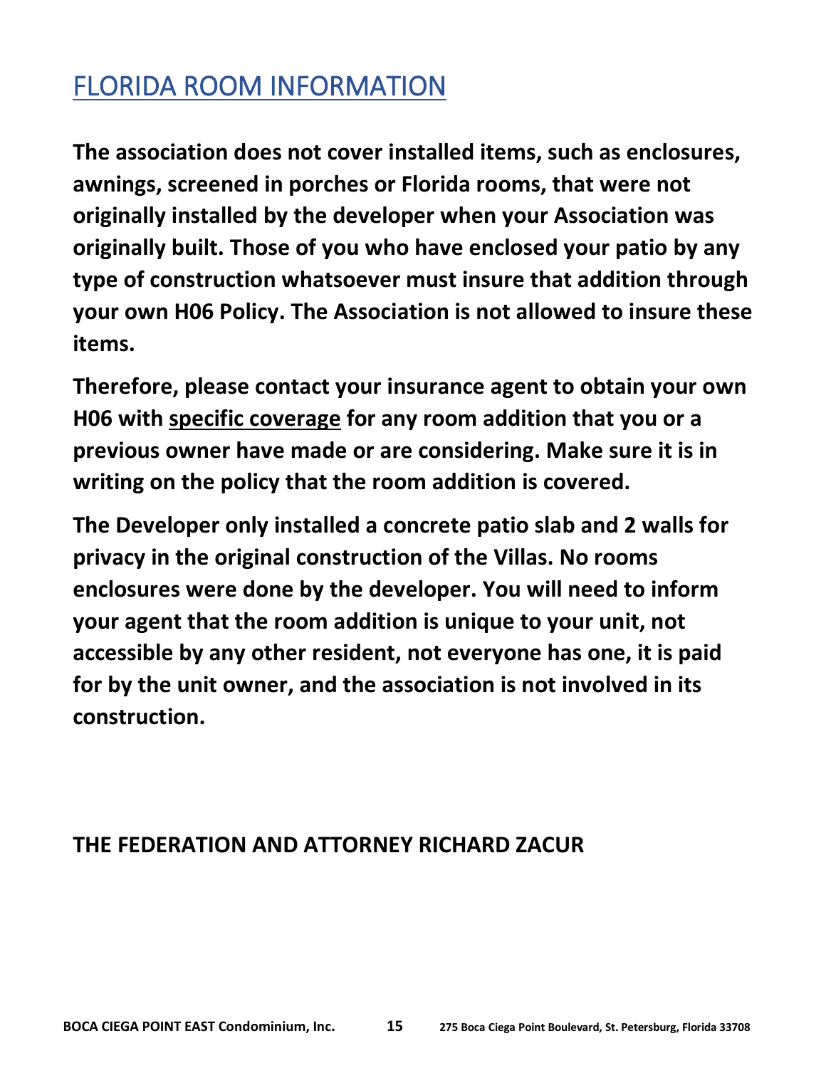# FLORIDA ROOM INFORMATION

**The association does not cover installed items, such as enclosures, awnings, screened in porches or Florida rooms, that were not originally installed by the developer when your Association was originally built. Those of you who have enclosed your patio by any type of construction whatsoever must insure that addition through your own H06 Policy. The Association is not allowed to insure these items.**

**Therefore, please contact your insurance agent to obtain your own H06 with <u>specific coverage</u> for any room addition that you or a previous owner have made or are considering. Make sure it is in writing on the policy that the room addition is covered.**

**The Developer only installed a concrete patio slab and 2 walls for privacy in the original construction of the Villas. No rooms enclosures were done by the developer. You will need to inform your agent that the room addition is unique to your unit, not accessible by any other resident, not everyone has one, it is paid for by the unit owner, and the association is not involved in its construction.**

**THE FEDERATION AND ATTORNEY RICHARD ZACUR**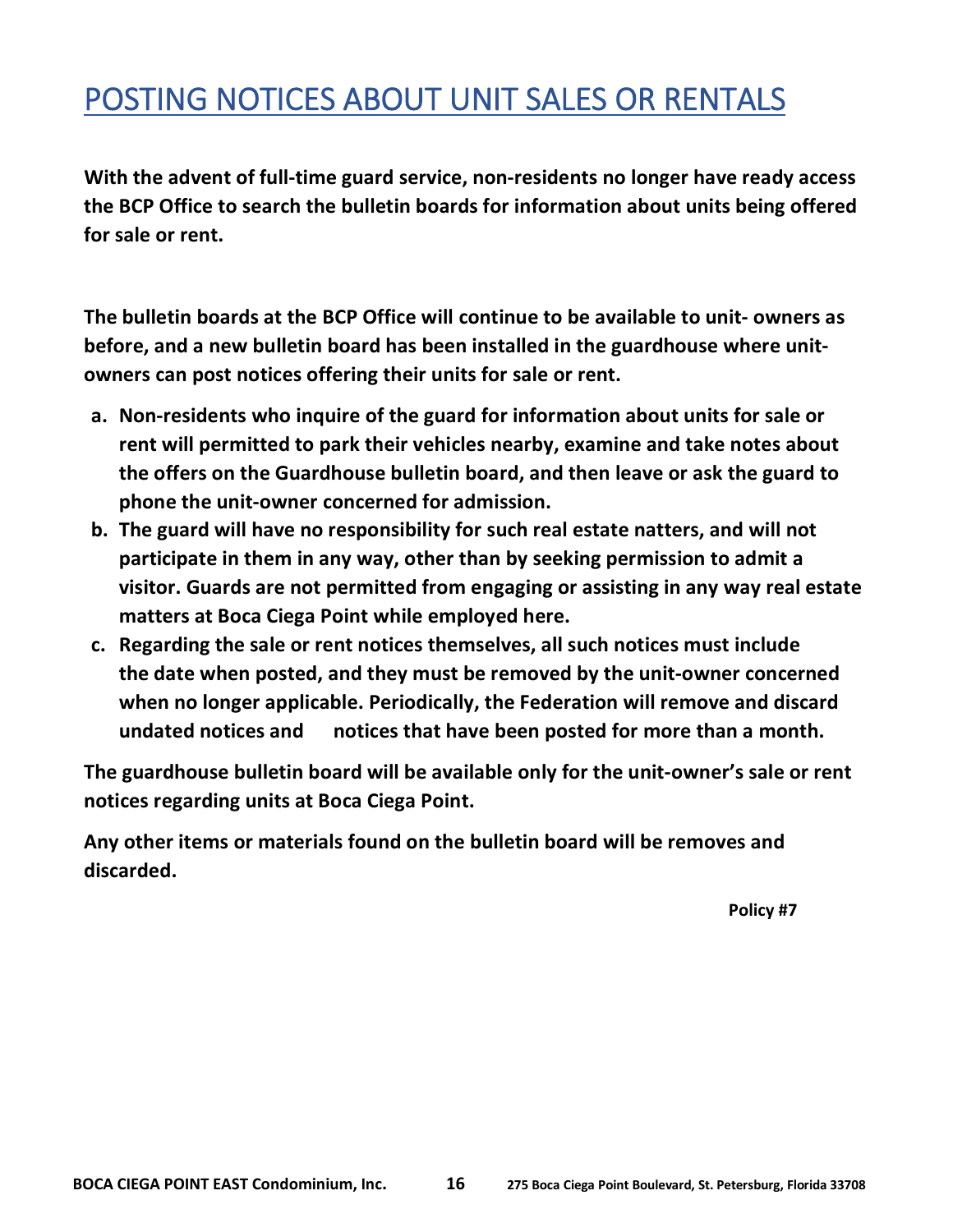# POSTING NOTICES ABOUT UNIT SALES OR RENTALS

**With the advent of full-time guard service, non-residents no longer have ready access the BCP Office to search the bulletin boards for information about units being offered for sale or rent.**

**The bulletin boards at the BCP Office will continue to be available to unit- owners as before, and a new bulletin board has been installed in the guardhouse where unit-owners can post notices offering their units for sale or rent.**

a. **Non-residents who inquire of the guard for information about units for sale or rent will permitted to park their vehicles nearby, examine and take notes about the offers on the Guardhouse bulletin board, and then leave or ask the guard to phone the unit-owner concerned for admission.**
b. **The guard will have no responsibility for such real estate natters, and will not participate in them in any way, other than by seeking permission to admit a visitor. Guards are not permitted from engaging or assisting in any way real estate matters at Boca Ciega Point while employed here.**
c. **Regarding the sale or rent notices themselves, all such notices must include the date when posted, and they must be removed by the unit-owner concerned when no longer applicable. Periodically, the Federation will remove and discard undated notices and notices that have been posted for more than a month.**

**The guardhouse bulletin board will be available only for the unit-owner's sale or rent notices regarding units at Boca Ciega Point.**

**Any other items or materials found on the bulletin board will be removes and discarded.**

**Policy #7**